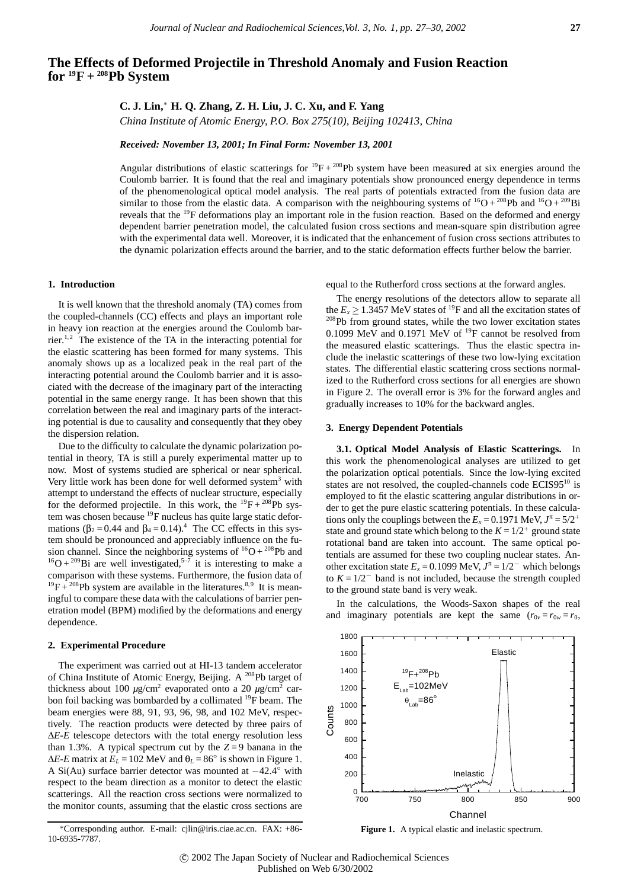# The Effects of Deformed Projectile in Threshold Anomaly and Fusion Reaction for $^{19}$F + $^{208}$Pb System

**C. J. Lin,* H. Q. Zhang, Z. H. Liu, J. C. Xu, and F. Yang**

*China Institute of Atomic Energy, P.O. Box 275(10), Beijing 102413, China*

***Received: November 13, 2001; In Final Form: November 13, 2001***

Angular distributions of elastic scatterings for $^{19}$F + $^{208}$Pb system have been measured at six energies around the Coulomb barrier. It is found that the real and imaginary potentials show pronounced energy dependence in terms of the phenomenological optical model analysis. The real parts of potentials extracted from the fusion data are similar to those from the elastic data. A comparison with the neighbouring systems of $^{16}$O + $^{208}$Pb and $^{16}$O + $^{209}$Bi reveals that the $^{19}$F deformations play an important role in the fusion reaction. Based on the deformed and energy dependent barrier penetration model, the calculated fusion cross sections and mean-square spin distribution agree with the experimental data well. Moreover, it is indicated that the enhancement of fusion cross sections attributes to the dynamic polarization effects around the barrier, and to the static deformation effects further below the barrier.

## 1. Introduction

It is well known that the threshold anomaly (TA) comes from the coupled-channels (CC) effects and plays an important role in heavy ion reaction at the energies around the Coulomb barrier.[1,2] The existence of the TA in the interacting potential for the elastic scattering has been formed for many systems. This anomaly shows up as a localized peak in the real part of the interacting potential around the Coulomb barrier and it is associated with the decrease of the imaginary part of the interacting potential in the same energy range. It has been shown that this correlation between the real and imaginary parts of the interacting potential is due to causality and consequently that they obey the dispersion relation.

Due to the difficulty to calculate the dynamic polarization potential in theory, TA is still a purely experimental matter up to now. Most of systems studied are spherical or near spherical. Very little work has been done for well deformed system[3] with attempt to understand the effects of nuclear structure, especially for the deformed projectile. In this work, the $^{19}$F + $^{208}$Pb system was chosen because $^{19}$F nucleus has quite large static deformations ($\beta_2 = 0.44$ and $\beta_4 = 0.14$).[4] The CC effects in this system should be pronounced and appreciably influence on the fusion channel. Since the neighboring systems of $^{16}$O + $^{208}$Pb and $^{16}$O + $^{209}$Bi are well investigated,[5–7] it is interesting to make a comparison with these systems. Furthermore, the fusion data of $^{19}$F + $^{208}$Pb system are available in the literatures.[8,9] It is meaningful to compare these data with the calculations of barrier penetration model (BPM) modified by the deformations and energy dependence.

## 2. Experimental Procedure

The experiment was carried out at HI-13 tandem accelerator of China Institute of Atomic Energy, Beijing. A $^{208}$Pb target of thickness about 100 $\mu$g/cm$^2$ evaporated onto a 20 $\mu$g/cm$^2$ carbon foil backing was bombarded by a collimated $^{19}$F beam. The beam energies were 88, 91, 93, 96, 98, and 102 MeV, respectively. The reaction products were detected by three pairs of $\Delta E$-$E$ telescope detectors with the total energy resolution less than 1.3%. A typical spectrum cut by the $Z = 9$ banana in the $\Delta E$-$E$ matrix at $E_L = 102$ MeV and $\theta_L = 86^\circ$ is shown in Figure 1. A Si(Au) surface barrier detector was mounted at $-42.4^\circ$ with respect to the beam direction as a monitor to detect the elastic scatterings. All the reaction cross sections were normalized to the monitor counts, assuming that the elastic cross sections are equal to the Rutherford cross sections at the forward angles.

The energy resolutions of the detectors allow to separate all the $E_x \geq 1.3457$ MeV states of $^{19}$F and all the excitation states of $^{208}$Pb from ground states, while the two lower excitation states 0.1099 MeV and 0.1971 MeV of $^{19}$F cannot be resolved from the measured elastic scatterings. Thus the elastic spectra include the inelastic scatterings of these two low-lying excitation states. The differential elastic scattering cross sections normalized to the Rutherford cross sections for all energies are shown in Figure 2. The overall error is 3% for the forward angles and gradually increases to 10% for the backward angles.

## 3. Energy Dependent Potentials

**3.1. Optical Model Analysis of Elastic Scatterings.** In this work the phenomenological analyses are utilized to get the polarization optical potentials. Since the low-lying excited states are not resolved, the coupled-channels code ECIS95[10] is employed to fit the elastic scattering angular distributions in order to get the pure elastic scattering potentials. In these calculations only the couplings between the $E_x = 0.1971$ MeV, $J^\pi = 5/2^+$ state and ground state which belong to the $K = 1/2^+$ ground state rotational band are taken into account. The same optical potentials are assumed for these two coupling nuclear states. Another excitation state $E_x = 0.1099$ MeV, $J^\pi = 1/2^-$ which belongs to $K = 1/2^-$ band is not included, because the strength coupled to the ground state band is very weak.

In the calculations, the Woods-Saxon shapes of the real and imaginary potentials are kept the same ($r_{0v} = r_{0w} = r_0$,

**Figure 1.** A typical elastic and inelastic spectrum.

*Corresponding author. E-mail: cjlin@iris.ciae.ac.cn. FAX: +86-10-6935-7787.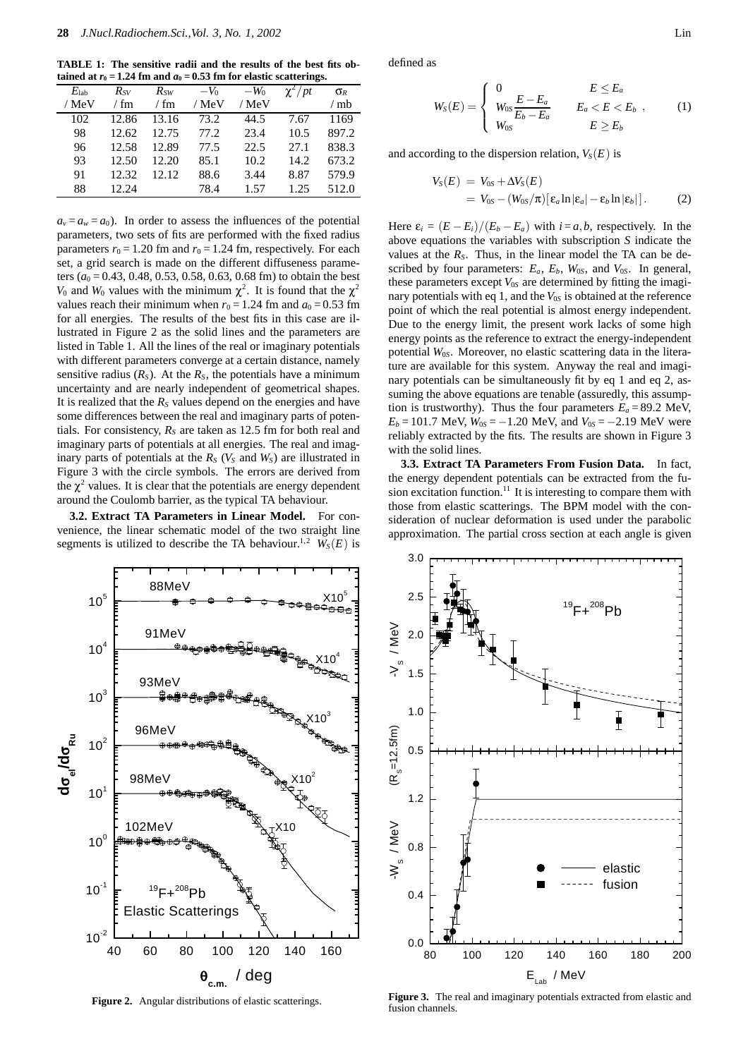**TABLE 1: The sensitive radii and the results of the best fits obtained at $r_0 = 1.24$ fm and $a_0 = 0.53$ fm for elastic scatterings.**

| $E_{lab}$ / MeV | $R_{SV}$ / fm | $R_{SW}$ / fm | $-V_0$ / MeV | $-W_0$ / MeV | $\chi^2/pt$ | $\sigma_R$ / mb |
|---|---|---|---|---|---|---|
| 102 | 12.86 | 13.16 | 73.2 | 44.5 | 7.67 | 1169 |
| 98 | 12.62 | 12.75 | 77.2 | 23.4 | 10.5 | 897.2 |
| 96 | 12.58 | 12.89 | 77.5 | 22.5 | 27.1 | 838.3 |
| 93 | 12.50 | 12.20 | 85.1 | 10.2 | 14.2 | 673.2 |
| 91 | 12.32 | 12.12 | 88.6 | 3.44 | 8.87 | 579.9 |
| 88 | 12.24 | | 78.4 | 1.57 | 1.25 | 512.0 |

$a_v = a_w = a_0$). In order to assess the influences of the potential parameters, two sets of fits are performed with the fixed radius parameters $r_0 = 1.20$ fm and $r_0 = 1.24$ fm, respectively. For each set, a grid search is made on the different diffuseness parameters ($a_0 = 0.43, 0.48, 0.53, 0.58, 0.63, 0.68$ fm) to obtain the best $V_0$ and $W_0$ values with the minimum $\chi^2$. It is found that the $\chi^2$ values reach their minimum when $r_0 = 1.24$ fm and $a_0 = 0.53$ fm for all energies. The results of the best fits in this case are illustrated in Figure 2 as the solid lines and the parameters are listed in Table 1. All the lines of the real or imaginary potentials with different parameters converge at a certain distance, namely sensitive radius ($R_S$). At the $R_S$, the potentials have a minimum uncertainty and are nearly independent of geometrical shapes. It is realized that the $R_S$ values depend on the energies and have some differences between the real and imaginary parts of potentials. For consistency, $R_S$ are taken as 12.5 fm for both real and imaginary parts of potentials at all energies. The real and imaginary parts of potentials at the $R_S$ ($V_S$ and $W_S$) are illustrated in Figure 3 with the circle symbols. The errors are derived from the $\chi^2$ values. It is clear that the potentials are energy dependent around the Coulomb barrier, as the typical TA behaviour.

**3.2. Extract TA Parameters in Linear Model.** For convenience, the linear schematic model of the two straight line segments is utilized to describe the TA behaviour.[1,2] $W_S(E)$ is defined as

$$W_S(E) = \begin{cases} 0 & E \le E_a \\ W_{0S}\dfrac{E - E_a}{E_b - E_a} & E_a < E < E_b \\ W_{0S} & E \ge E_b \end{cases}, \tag{1}$$

and according to the dispersion relation, $V_S(E)$ is

$$\begin{aligned} V_S(E) &= V_{0S} + \Delta V_S(E) \\ &= V_{0S} - (W_{0S}/\pi)[\varepsilon_a \ln|\varepsilon_a| - \varepsilon_b \ln|\varepsilon_b|]. \end{aligned} \tag{2}$$

Here $\varepsilon_i = (E - E_i)/(E_b - E_a)$ with $i = a, b$, respectively. In the above equations the variables with subscription $S$ indicate the values at the $R_S$. Thus, in the linear model the TA can be described by four parameters: $E_a$, $E_b$, $W_{0S}$, and $V_{0S}$. In general, these parameters except $V_{0S}$ are determined by fitting the imaginary potentials with eq 1, and the $V_{0S}$ is obtained at the reference point of which the real potential is almost energy independent. Due to the energy limit, the present work lacks of some high energy points as the reference to extract the energy-independent potential $W_{0S}$. Moreover, no elastic scattering data in the literature are available for this system. Anyway the real and imaginary potentials can be simultaneously fit by eq 1 and eq 2, assuming the above equations are tenable (assuredly, this assumption is trustworthy). Thus the four parameters $E_a = 89.2$ MeV, $E_b = 101.7$ MeV, $W_{0S} = -1.20$ MeV, and $V_{0S} = -2.19$ MeV were reliably extracted by the fits. The results are shown in Figure 3 with the solid lines.

**3.3. Extract TA Parameters From Fusion Data.** In fact, the energy dependent potentials can be extracted from the fusion excitation function.[11] It is interesting to compare them with those from elastic scatterings. The BPM model with the consideration of nuclear deformation is used under the parabolic approximation. The partial cross section at each angle is given

**Figure 2.** Angular distributions of elastic scatterings.

**Figure 3.** The real and imaginary potentials extracted from elastic and fusion channels.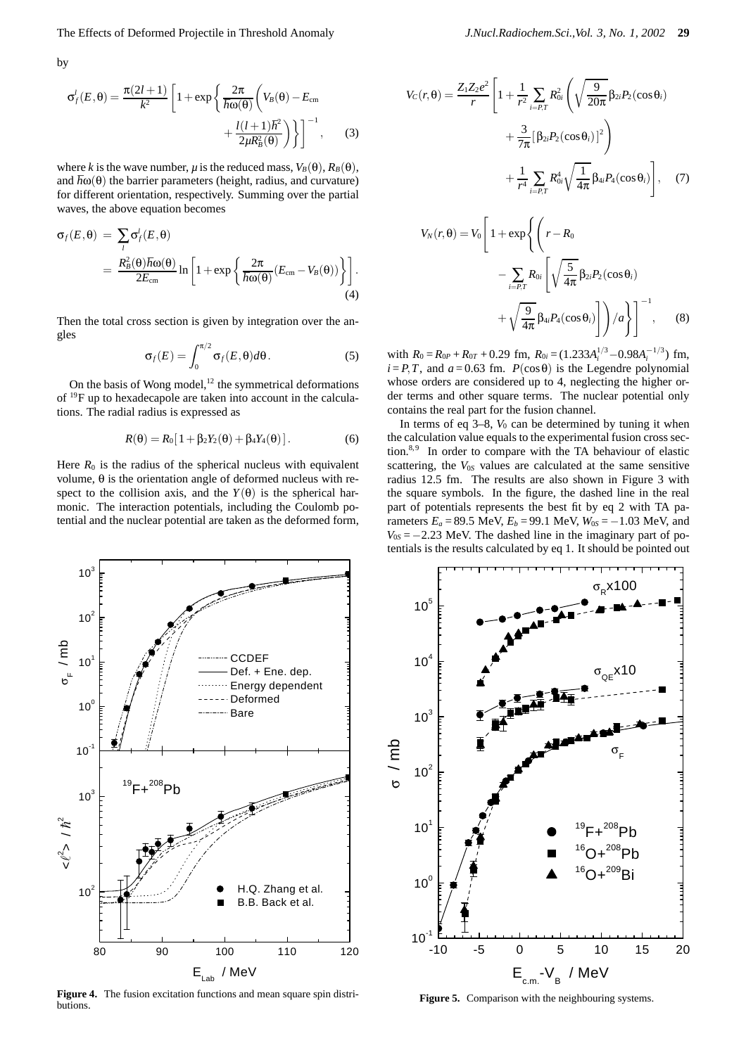by

$$\sigma_f^l(E,\theta) = \frac{\pi(2l+1)}{k^2}\left[1+\exp\left\{\frac{2\pi}{\hbar\omega(\theta)}\left(V_B(\theta)-E_{\rm cm} + \frac{l(l+1)\hbar^2}{2\mu R_B^2(\theta)}\right)\right\}\right]^{-1}, \quad (3)$$

where $k$ is the wave number, $\mu$ is the reduced mass, $V_B(\theta)$, $R_B(\theta)$, and $\hbar\omega(\theta)$ the barrier parameters (height, radius, and curvature) for different orientation, respectively. Summing over the partial waves, the above equation becomes

$$\begin{aligned}\sigma_f(E,\theta) &= \sum_l \sigma_f^l(E,\theta) \\ &= \frac{R_B^2(\theta)\hbar\omega(\theta)}{2E_{\rm cm}}\ln\left[1+\exp\left\{\frac{2\pi}{\hbar\omega(\theta)}(E_{\rm cm}-V_B(\theta))\right\}\right].\end{aligned} \quad (4)$$

Then the total cross section is given by integration over the angles

$$\sigma_f(E) = \int_0^{\pi/2}\sigma_f(E,\theta)d\theta. \quad (5)$$

On the basis of Wong model,[12] the symmetrical deformations of $^{19}$F up to hexadecapole are taken into account in the calculations. The radial radius is expressed as

$$R(\theta) = R_0[1+\beta_2 Y_2(\theta)+\beta_4 Y_4(\theta)]. \quad (6)$$

Here $R_0$ is the radius of the spherical nucleus with equivalent volume, $\theta$ is the orientation angle of deformed nucleus with respect to the collision axis, and the $Y(\theta)$ is the spherical harmonic. The interaction potentials, including the Coulomb potential and the nuclear potential are taken as the deformed form,

$$\begin{aligned}V_C(r,\theta) = \frac{Z_1Z_2e^2}{r}\Bigg[1 &+ \frac{1}{r^2}\sum_{i=P,T}R_{0i}^2\left(\sqrt{\frac{9}{20\pi}}\beta_{2i}P_2(\cos\theta_i) + \frac{3}{7\pi}[\beta_{2i}P_2(\cos\theta_i)]^2\right) \\ &+ \frac{1}{r^4}\sum_{i=P,T}R_{0i}^4\sqrt{\frac{1}{4\pi}}\beta_{4i}P_4(\cos\theta_i)\Bigg],\end{aligned} \quad (7)$$

$$V_N(r,\theta) = V_0\left[1+\exp\left\{\left(r-R_0 - \sum_{i=P,T}R_{0i}\left[\sqrt{\frac{5}{4\pi}}\beta_{2i}P_2(\cos\theta_i) + \sqrt{\frac{9}{4\pi}}\beta_{4i}P_4(\cos\theta_i)\right]\right)/a\right\}\right]^{-1}, \quad (8)$$

with $R_0 = R_{0P}+R_{0T}+0.29$ fm, $R_{0i} = (1.233A_i^{1/3} - 0.98A_i^{-1/3})$ fm, $i = P, T$, and $a = 0.63$ fm. $P(\cos\theta)$ is the Legendre polynomial whose orders are considered up to 4, neglecting the higher order terms and other square terms. The nuclear potential only contains the real part for the fusion channel.

In terms of eq 3–8, $V_0$ can be determined by tuning it when the calculation value equals to the experimental fusion cross section.[8,9] In order to compare with the TA behaviour of elastic scattering, the $V_{0S}$ values are calculated at the same sensitive radius 12.5 fm. The results are also shown in Figure 3 with the square symbols. In the figure, the dashed line in the real part of potentials represents the best fit by eq 2 with TA parameters $E_a = 89.5$ MeV, $E_b = 99.1$ MeV, $W_{0S} = -1.03$ MeV, and $V_{0S} = -2.23$ MeV. The dashed line in the imaginary part of potentials is the results calculated by eq 1. It should be pointed out

**Figure 4.** The fusion excitation functions and mean square spin distributions.

**Figure 5.** Comparison with the neighbouring systems.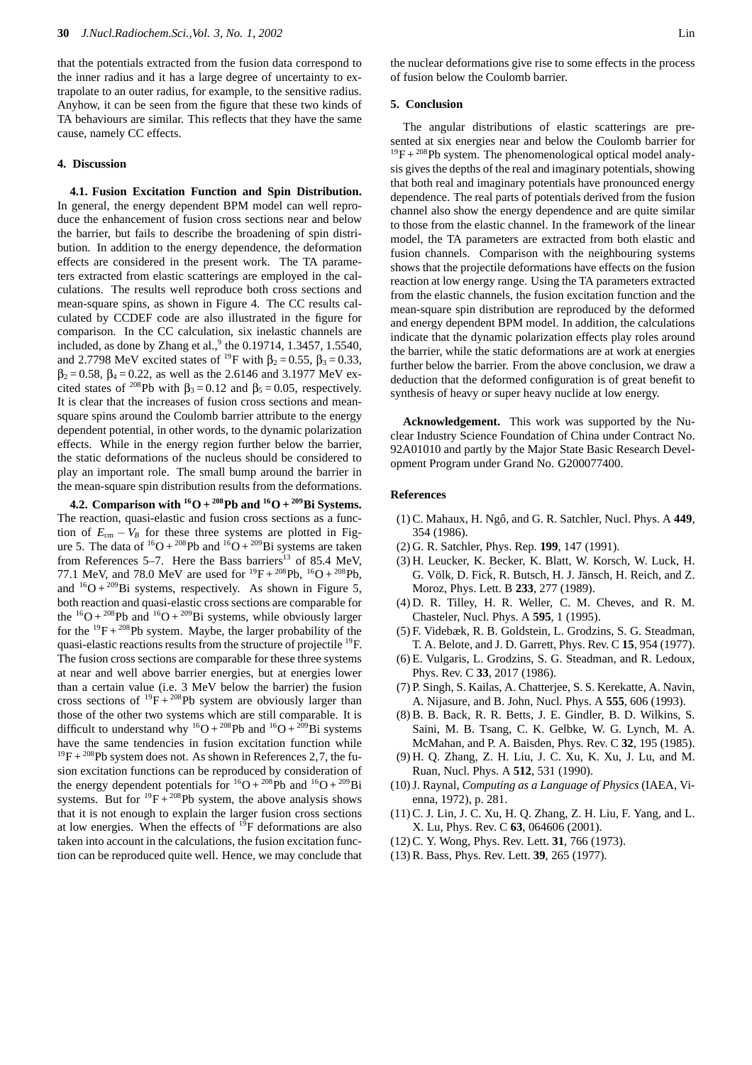that the potentials extracted from the fusion data correspond to the inner radius and it has a large degree of uncertainty to extrapolate to an outer radius, for example, to the sensitive radius. Anyhow, it can be seen from the figure that these two kinds of TA behaviours are similar. This reflects that they have the same cause, namely CC effects.

## 4. Discussion

**4.1. Fusion Excitation Function and Spin Distribution.** In general, the energy dependent BPM model can well reproduce the enhancement of fusion cross sections near and below the barrier, but fails to describe the broadening of spin distribution. In addition to the energy dependence, the deformation effects are considered in the present work. The TA parameters extracted from elastic scatterings are employed in the calculations. The results well reproduce both cross sections and mean-square spins, as shown in Figure 4. The CC results calculated by CCDEF code are also illustrated in the figure for comparison. In the CC calculation, six inelastic channels are included, as done by Zhang et al.,[9] the 0.19714, 1.3457, 1.5540, and 2.7798 MeV excited states of $^{19}$F with $\beta_2 = 0.55$, $\beta_3 = 0.33$, $\beta_2 = 0.58$, $\beta_4 = 0.22$, as well as the 2.6146 and 3.1977 MeV excited states of $^{208}$Pb with $\beta_3 = 0.12$ and $\beta_5 = 0.05$, respectively. It is clear that the increases of fusion cross sections and mean-square spins around the Coulomb barrier attribute to the energy dependent potential, in other words, to the dynamic polarization effects. While in the energy region further below the barrier, the static deformations of the nucleus should be considered to play an important role. The small bump around the barrier in the mean-square spin distribution results from the deformations.

**4.2. Comparison with $^{16}$O + $^{208}$Pb and $^{16}$O + $^{209}$Bi Systems.** The reaction, quasi-elastic and fusion cross sections as a function of $E_{cm} - V_B$ for these three systems are plotted in Figure 5. The data of $^{16}$O + $^{208}$Pb and $^{16}$O + $^{209}$Bi systems are taken from References 5–7. Here the Bass barriers[13] of 85.4 MeV, 77.1 MeV, and 78.0 MeV are used for $^{19}$F + $^{208}$Pb, $^{16}$O + $^{208}$Pb, and $^{16}$O + $^{209}$Bi systems, respectively. As shown in Figure 5, both reaction and quasi-elastic cross sections are comparable for the $^{16}$O + $^{208}$Pb and $^{16}$O + $^{209}$Bi systems, while obviously larger for the $^{19}$F + $^{208}$Pb system. Maybe, the larger probability of the quasi-elastic reactions results from the structure of projectile $^{19}$F. The fusion cross sections are comparable for these three systems at near and well above barrier energies, but at energies lower than a certain value (i.e. 3 MeV below the barrier) the fusion cross sections of $^{19}$F + $^{208}$Pb system are obviously larger than those of the other two systems which are still comparable. It is difficult to understand why $^{16}$O + $^{208}$Pb and $^{16}$O + $^{209}$Bi systems have the same tendencies in fusion excitation function while $^{19}$F + $^{208}$Pb system does not. As shown in References 2, 7, the fusion excitation functions can be reproduced by consideration of the energy dependent potentials for $^{16}$O + $^{208}$Pb and $^{16}$O + $^{209}$Bi systems. But for $^{19}$F + $^{208}$Pb system, the above analysis shows that it is not enough to explain the larger fusion cross sections at low energies. When the effects of $^{19}$F deformations are also taken into account in the calculations, the fusion excitation function can be reproduced quite well. Hence, we may conclude that the nuclear deformations give rise to some effects in the process of fusion below the Coulomb barrier.

## 5. Conclusion

The angular distributions of elastic scatterings are presented at six energies near and below the Coulomb barrier for $^{19}$F + $^{208}$Pb system. The phenomenological optical model analysis gives the depths of the real and imaginary potentials, showing that both real and imaginary potentials have pronounced energy dependence. The real parts of potentials derived from the fusion channel also show the energy dependence and are quite similar to those from the elastic channel. In the framework of the linear model, the TA parameters are extracted from both elastic and fusion channels. Comparison with the neighbouring systems shows that the projectile deformations have effects on the fusion reaction at low energy range. Using the TA parameters extracted from the elastic channels, the fusion excitation function and the mean-square spin distribution are reproduced by the deformed and energy dependent BPM model. In addition, the calculations indicate that the dynamic polarization effects play roles around the barrier, while the static deformations are at work at energies further below the barrier. From the above conclusion, we draw a deduction that the deformed configuration is of great benefit to synthesis of heavy or super heavy nuclide at low energy.

**Acknowledgement.** This work was supported by the Nuclear Industry Science Foundation of China under Contract No. 92A01010 and partly by the Major State Basic Research Development Program under Grand No. G200077400.

## References

(1) C. Mahaux, H. Ngô, and G. R. Satchler, Nucl. Phys. A **449**, 354 (1986).
(2) G. R. Satchler, Phys. Rep. **199**, 147 (1991).
(3) H. Leucker, K. Becker, K. Blatt, W. Korsch, W. Luck, H. G. Völk, D. Fick, R. Butsch, H. J. Jänsch, H. Reich, and Z. Moroz, Phys. Lett. B **233**, 277 (1989).
(4) D. R. Tilley, H. R. Weller, C. M. Cheves, and R. M. Chasteler, Nucl. Phys. A **595**, 1 (1995).
(5) F. Videbæk, R. B. Goldstein, L. Grodzins, S. G. Steadman, T. A. Belote, and J. D. Garrett, Phys. Rev. C **15**, 954 (1977).
(6) E. Vulgaris, L. Grodzins, S. G. Steadman, and R. Ledoux, Phys. Rev. C **33**, 2017 (1986).
(7) P. Singh, S. Kailas, A. Chatterjee, S. S. Kerekatte, A. Navin, A. Nijasure, and B. John, Nucl. Phys. A **555**, 606 (1993).
(8) B. B. Back, R. R. Betts, J. E. Gindler, B. D. Wilkins, S. Saini, M. B. Tsang, C. K. Gelbke, W. G. Lynch, M. A. McMahan, and P. A. Baisden, Phys. Rev. C **32**, 195 (1985).
(9) H. Q. Zhang, Z. H. Liu, J. C. Xu, K. Xu, J. Lu, and M. Ruan, Nucl. Phys. A **512**, 531 (1990).
(10) J. Raynal, *Computing as a Language of Physics* (IAEA, Vienna, 1972), p. 281.
(11) C. J. Lin, J. C. Xu, H. Q. Zhang, Z. H. Liu, F. Yang, and L. X. Lu, Phys. Rev. C **63**, 064606 (2001).
(12) C. Y. Wong, Phys. Rev. Lett. **31**, 766 (1973).
(13) R. Bass, Phys. Rev. Lett. **39**, 265 (1977).